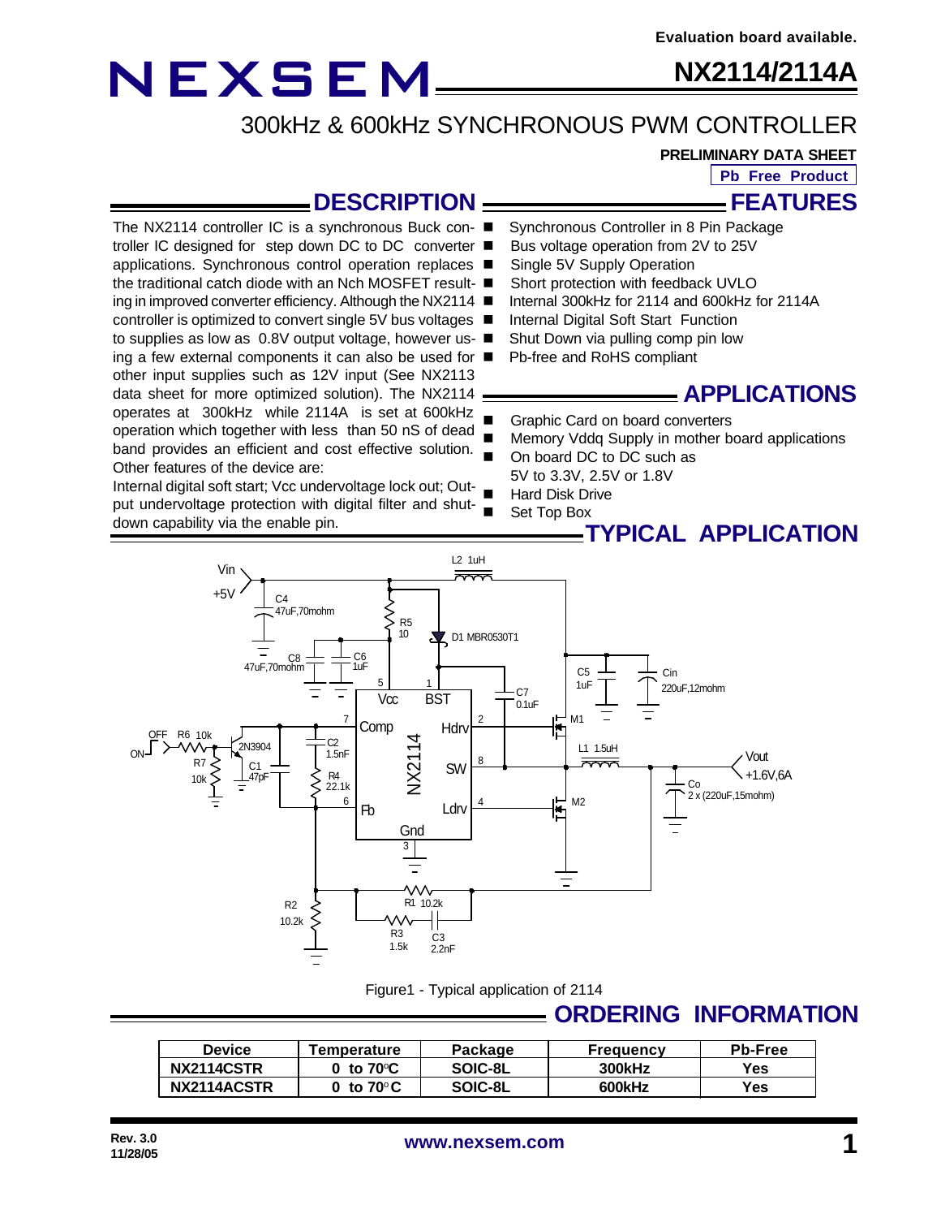Evaluation board available.

# NEXSEM

# NX2114/2114A

## 300kHz & 600kHz SYNCHRONOUS PWM CONTROLLER

**PRELIMINARY DATA SHEET**

**Pb Free Product**

## DESCRIPTION

The NX2114 controller IC is a synchronous Buck controller IC designed for step down DC to DC converter applications. Synchronous control operation replaces the traditional catch diode with an Nch MOSFET resulting in improved converter efficiency. Although the NX2114 controller is optimized to convert single 5V bus voltages to supplies as low as 0.8V output voltage, however using a few external components it can also be used for other input supplies such as 12V input (See NX2113 data sheet for more optimized solution). The NX2114 operates at 300kHz while 2114A is set at 600kHz operation which together with less than 50 nS of dead band provides an efficient and cost effective solution. Other features of the device are:

Internal digital soft start; Vcc undervoltage lock out; Output undervoltage protection with digital filter and shutdown capability via the enable pin.

## FEATURES

- Synchronous Controller in 8 Pin Package
- Bus voltage operation from 2V to 25V
- Single 5V Supply Operation
- Short protection with feedback UVLO
- Internal 300kHz for 2114 and 600kHz for 2114A
- Internal Digital Soft Start Function
- Shut Down via pulling comp pin low
- Pb-free and RoHS compliant

## APPLICATIONS

- Graphic Card on board converters
- Memory Vddq Supply in mother board applications
- On board DC to DC such as 5V to 3.3V, 2.5V or 1.8V
- Hard Disk Drive
- Set Top Box

## TYPICAL APPLICATION

Figure1 - Typical application of 2114

## ORDERING INFORMATION

| Device | Temperature | Package | Frequency | Pb-Free |
|---|---|---|---|---|
| NX2114CSTR | 0 to 70°C | SOIC-8L | 300kHz | Yes |
| NX2114ACSTR | 0 to 70°C | SOIC-8L | 600kHz | Yes |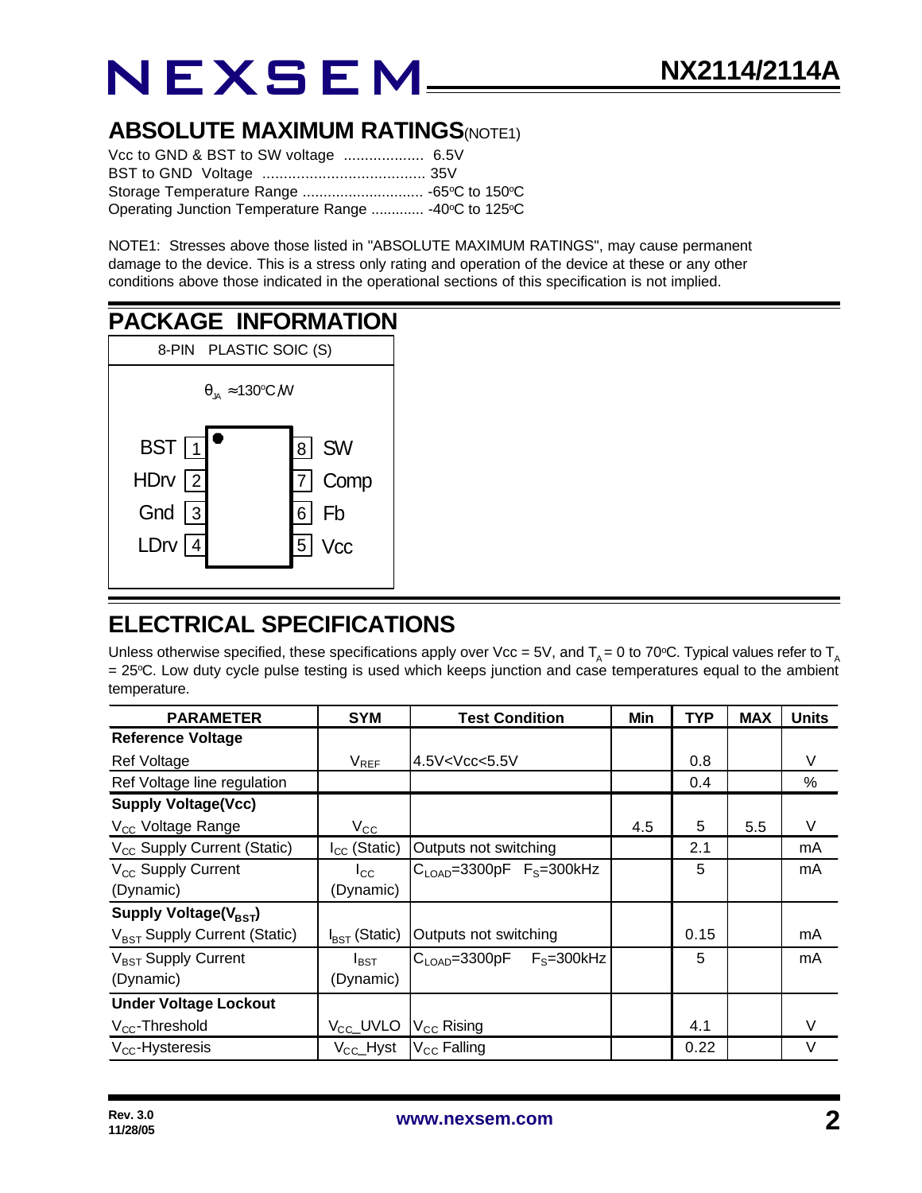## ABSOLUTE MAXIMUM RATINGS(NOTE1)

Vcc to GND & BST to SW voltage .................. 6.5V
BST to GND Voltage ..................................... 35V
Storage Temperature Range ............................ -65°C to 150°C
Operating Junction Temperature Range ............. -40°C to 125°C

NOTE1: Stresses above those listed in "ABSOLUTE MAXIMUM RATINGS", may cause permanent damage to the device. This is a stress only rating and operation of the device at these or any other conditions above those indicated in the operational sections of this specification is not implied.

## PACKAGE INFORMATION

8-PIN PLASTIC SOIC (S)

$\theta_{JA} \approx 130^{o}C/W$

| Pin | Name | Pin | Name |
|---|---|---|---|
| 1 | BST | 8 | SW |
| 2 | HDrv | 7 | Comp |
| 3 | Gnd | 6 | Fb |
| 4 | LDrv | 5 | Vcc |

## ELECTRICAL SPECIFICATIONS

Unless otherwise specified, these specifications apply over Vcc = 5V, and $T_A$ = 0 to 70°C. Typical values refer to $T_A$ = 25°C. Low duty cycle pulse testing is used which keeps junction and case temperatures equal to the ambient temperature.

| PARAMETER | SYM | Test Condition | Min | TYP | MAX | Units |
|---|---|---|---|---|---|---|
| **Reference Voltage** | | | | | | |
| Ref Voltage | $V_{REF}$ | 4.5V<Vcc<5.5V | | 0.8 | | V |
| Ref Voltage line regulation | | | | 0.4 | | % |
| **Supply Voltage(Vcc)** | | | | | | |
| $V_{CC}$ Voltage Range | $V_{CC}$ | | 4.5 | 5 | 5.5 | V |
| $V_{CC}$ Supply Current (Static) | $I_{CC}$ (Static) | Outputs not switching | | 2.1 | | mA |
| $V_{CC}$ Supply Current (Dynamic) | $I_{CC}$ (Dynamic) | $C_{LOAD}$=3300pF $F_S$=300kHz | | 5 | | mA |
| **Supply Voltage($V_{BST}$)** | | | | | | |
| $V_{BST}$ Supply Current (Static) | $I_{BST}$ (Static) | Outputs not switching | | 0.15 | | mA |
| $V_{BST}$ Supply Current (Dynamic) | $I_{BST}$ (Dynamic) | $C_{LOAD}$=3300pF $F_S$=300kHz | | 5 | | mA |
| **Under Voltage Lockout** | | | | | | |
| $V_{CC}$-Threshold | $V_{CC}$_UVLO | $V_{CC}$ Rising | | 4.1 | | V |
| $V_{CC}$-Hysteresis | $V_{CC}$_Hyst | $V_{CC}$ Falling | | 0.22 | | V |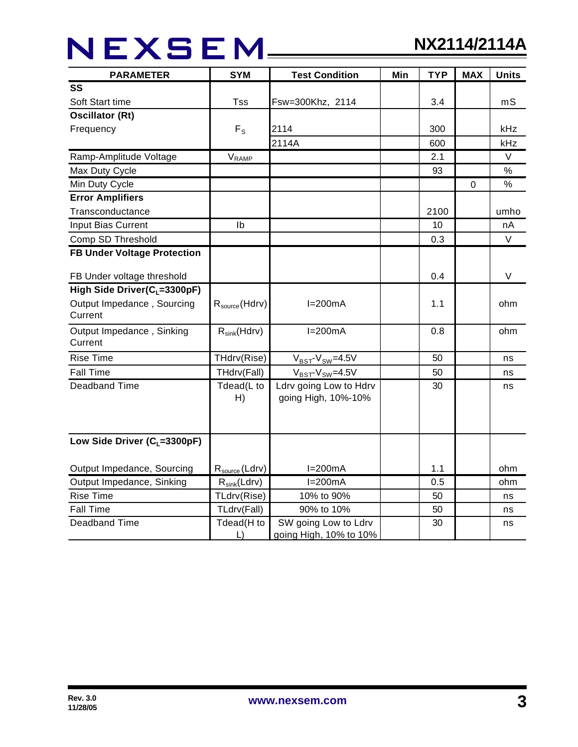| PARAMETER | SYM | Test Condition | Min | TYP | MAX | Units |
|---|---|---|---|---|---|---|
| **SS** | | | | | | |
| Soft Start time | Tss | Fsw=300Khz, 2114 | | 3.4 | | mS |
| **Oscillator (Rt)** | | | | | | |
| Frequency | $F_S$ | 2114 | | 300 | | kHz |
| | | 2114A | | 600 | | kHz |
| Ramp-Amplitude Voltage | $V_{RAMP}$ | | | 2.1 | | V |
| Max Duty Cycle | | | | 93 | | % |
| Min Duty Cycle | | | | | 0 | % |
| **Error Amplifiers** | | | | | | |
| Transconductance | | | | 2100 | | umho |
| Input Bias Current | Ib | | | 10 | | nA |
| Comp SD Threshold | | | | 0.3 | | V |
| **FB Under Voltage Protection** | | | | | | |
| FB Under voltage threshold | | | | 0.4 | | V |
| **High Side Driver($C_L$=3300pF)** | | | | | | |
| Output Impedance , Sourcing Current | $R_{source}$(Hdrv) | I=200mA | | 1.1 | | ohm |
| Output Impedance , Sinking Current | $R_{sink}$(Hdrv) | I=200mA | | 0.8 | | ohm |
| Rise Time | THdrv(Rise) | $V_{BST}$-$V_{SW}$=4.5V | | 50 | | ns |
| Fall Time | THdrv(Fall) | $V_{BST}$-$V_{SW}$=4.5V | | 50 | | ns |
| Deadband Time | Tdead(L to H) | Ldrv going Low to Hdrv going High, 10%-10% | | 30 | | ns |
| **Low Side Driver ($C_L$=3300pF)** | | | | | | |
| Output Impedance, Sourcing | $R_{source}$(Ldrv) | I=200mA | | 1.1 | | ohm |
| Output Impedance, Sinking | $R_{sink}$(Ldrv) | I=200mA | | 0.5 | | ohm |
| Rise Time | TLdrv(Rise) | 10% to 90% | | 50 | | ns |
| Fall Time | TLdrv(Fall) | 90% to 10% | | 50 | | ns |
| Deadband Time | Tdead(H to L) | SW going Low to Ldrv going High, 10% to 10% | | 30 | | ns |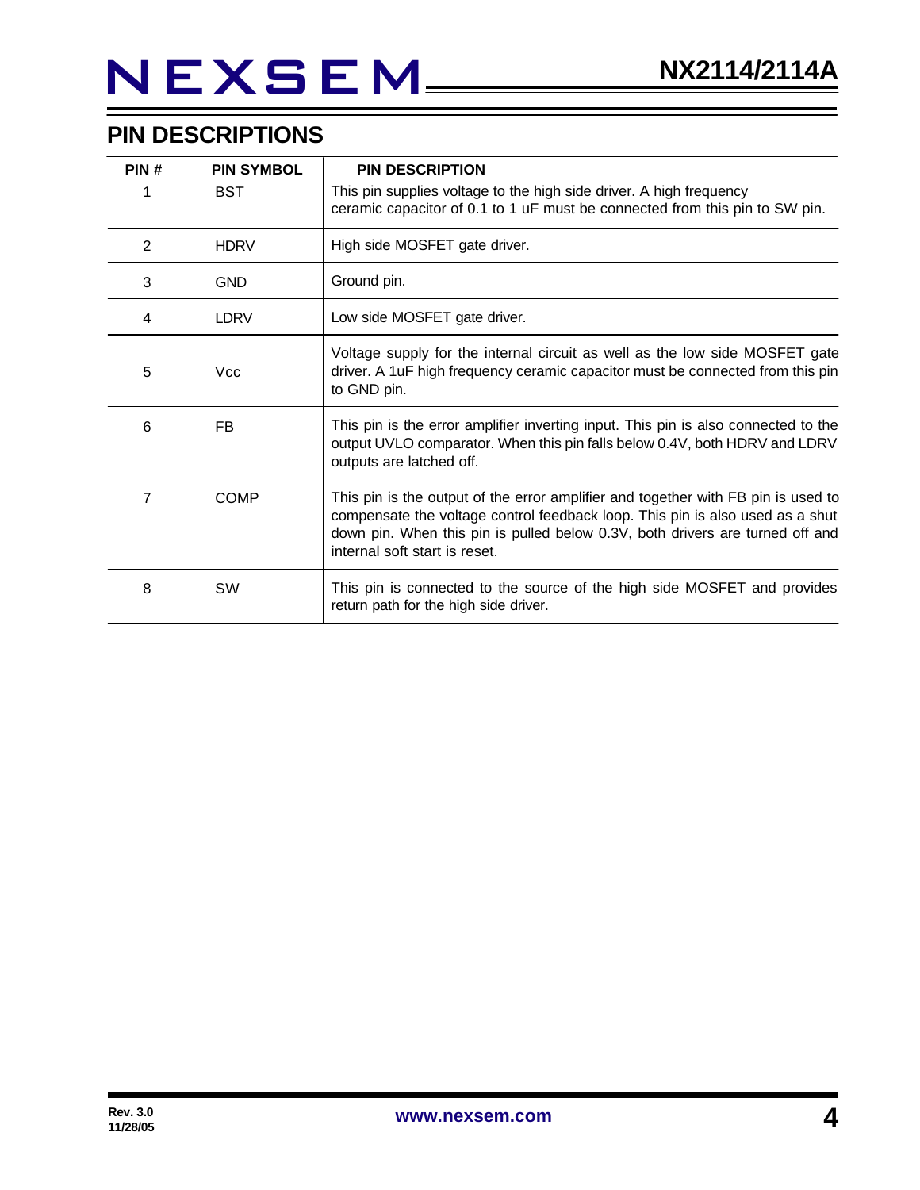## PIN DESCRIPTIONS

| PIN # | PIN SYMBOL | PIN DESCRIPTION |
|---|---|---|
| 1 | BST | This pin supplies voltage to the high side driver. A high frequency ceramic capacitor of 0.1 to 1 uF must be connected from this pin to SW pin. |
| 2 | HDRV | High side MOSFET gate driver. |
| 3 | GND | Ground pin. |
| 4 | LDRV | Low side MOSFET gate driver. |
| 5 | Vcc | Voltage supply for the internal circuit as well as the low side MOSFET gate driver. A 1uF high frequency ceramic capacitor must be connected from this pin to GND pin. |
| 6 | FB | This pin is the error amplifier inverting input. This pin is also connected to the output UVLO comparator. When this pin falls below 0.4V, both HDRV and LDRV outputs are latched off. |
| 7 | COMP | This pin is the output of the error amplifier and together with FB pin is used to compensate the voltage control feedback loop. This pin is also used as a shut down pin. When this pin is pulled below 0.3V, both drivers are turned off and internal soft start is reset. |
| 8 | SW | This pin is connected to the source of the high side MOSFET and provides return path for the high side driver. |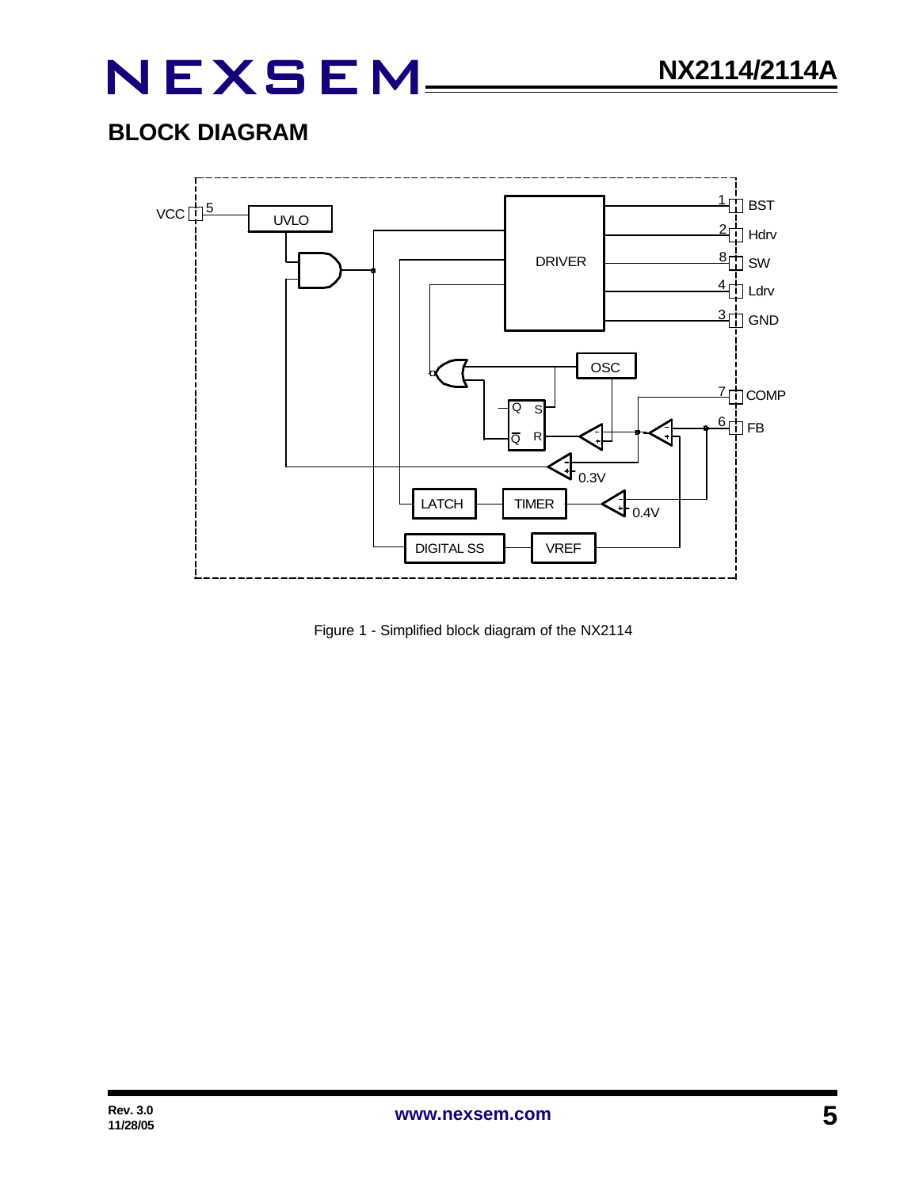## BLOCK DIAGRAM

Figure 1 - Simplified block diagram of the NX2114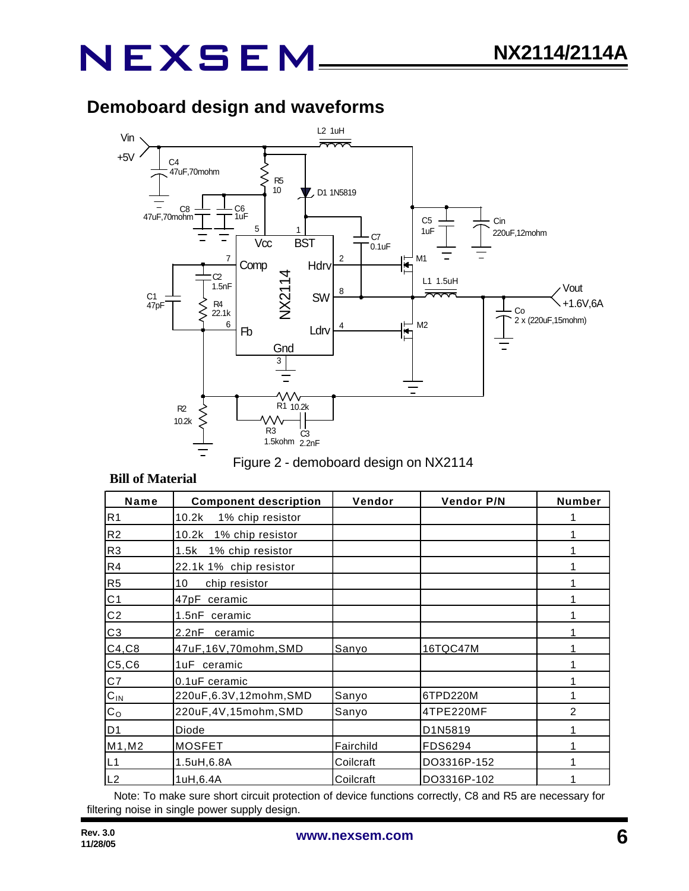## Demoboard design and waveforms

Figure 2 - demoboard design on NX2114

**Bill of Material**

| Name | Component description | Vendor | Vendor P/N | Number |
|---|---|---|---|---|
| R1 | 10.2k 1% chip resistor | | | 1 |
| R2 | 10.2k 1% chip resistor | | | 1 |
| R3 | 1.5k 1% chip resistor | | | 1 |
| R4 | 22.1k 1% chip resistor | | | 1 |
| R5 | 10 chip resistor | | | 1 |
| C1 | 47pF ceramic | | | 1 |
| C2 | 1.5nF ceramic | | | 1 |
| C3 | 2.2nF ceramic | | | 1 |
| C4,C8 | 47uF,16V,70mohm,SMD | Sanyo | 16TQC47M | 1 |
| C5,C6 | 1uF ceramic | | | 1 |
| C7 | 0.1uF ceramic | | | 1 |
| $C_{IN}$ | 220uF,6.3V,12mohm,SMD | Sanyo | 6TPD220M | 1 |
| $C_O$ | 220uF,4V,15mohm,SMD | Sanyo | 4TPE220MF | 2 |
| D1 | Diode | | D1N5819 | 1 |
| M1,M2 | MOSFET | Fairchild | FDS6294 | 1 |
| L1 | 1.5uH,6.8A | Coilcraft | DO3316P-152 | 1 |
| L2 | 1uH,6.4A | Coilcraft | DO3316P-102 | 1 |

Note: To make sure short circuit protection of device functions correctly, C8 and R5 are necessary for filtering noise in single power supply design.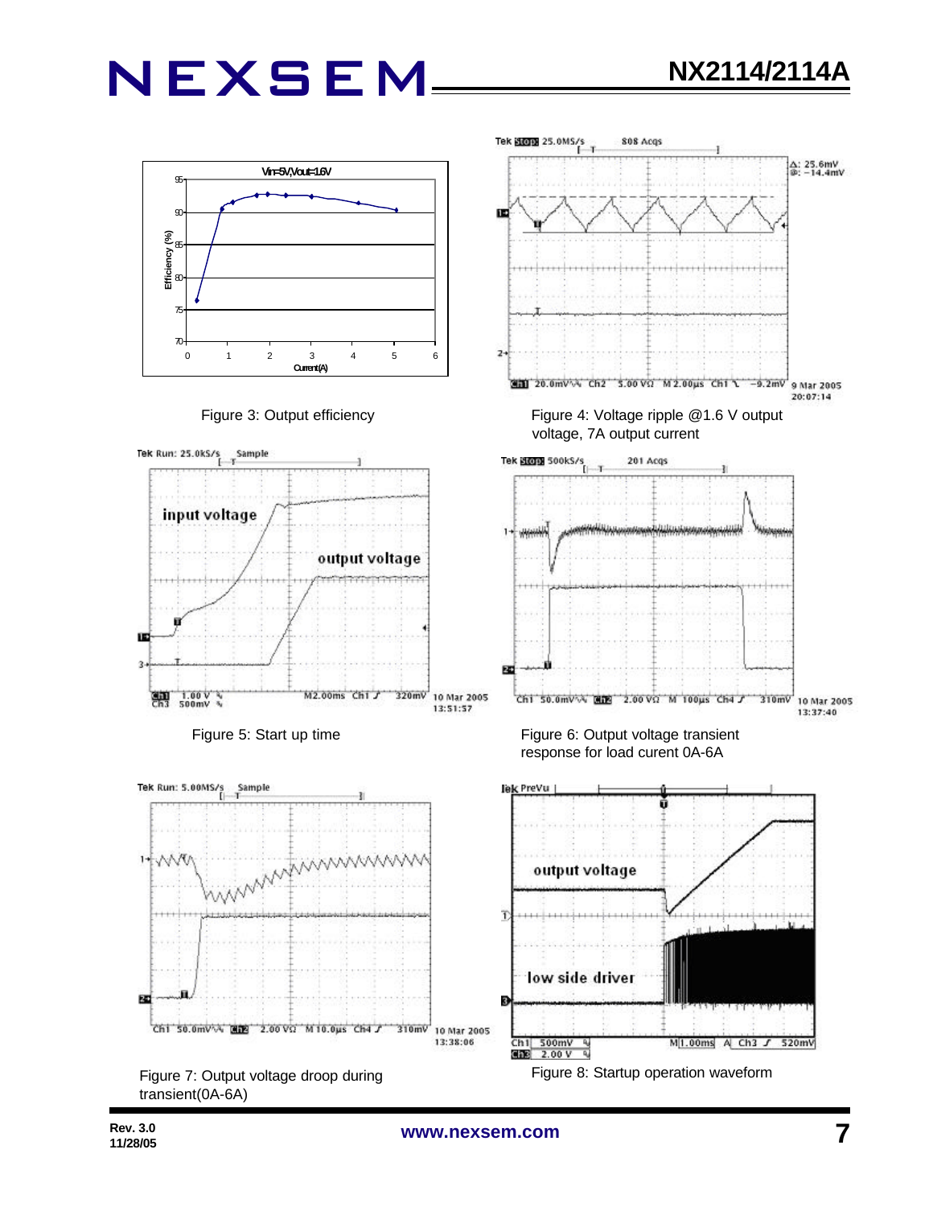Figure 3: Output efficiency

Figure 4: Voltage ripple @1.6 V output voltage, 7A output current

Figure 5: Start up time

Figure 6: Output voltage transient response for load curent 0A-6A

Figure 7: Output voltage droop during transient(0A-6A)

Figure 8: Startup operation waveform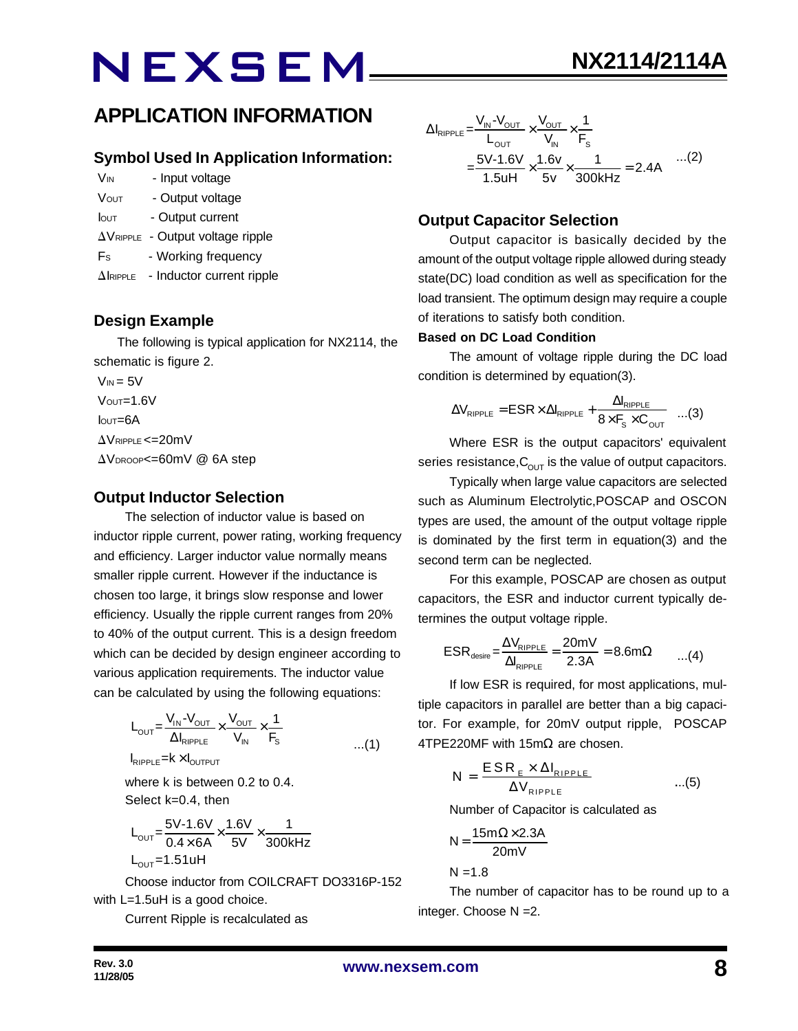## APPLICATION INFORMATION

### Symbol Used In Application Information:

$V_{IN}$ - Input voltage

$V_{OUT}$ - Output voltage

$I_{OUT}$ - Output current

$\Delta V_{RIPPLE}$ - Output voltage ripple

$F_S$ - Working frequency

$\Delta I_{RIPPLE}$ - Inductor current ripple

### Design Example

The following is typical application for NX2114, the schematic is figure 2.

$V_{IN} = 5V$

$V_{OUT}=1.6V$

$I_{OUT}=6A$

$\Delta V_{RIPPLE}<=20mV$

$\Delta V_{DROOP}<=60mV$ @ 6A step

### Output Inductor Selection

The selection of inductor value is based on inductor ripple current, power rating, working frequency and efficiency. Larger inductor value normally means smaller ripple current. However if the inductance is chosen too large, it brings slow response and lower efficiency. Usually the ripple current ranges from 20% to 40% of the output current. This is a design freedom which can be decided by design engineer according to various application requirements. The inductor value can be calculated by using the following equations:

$$L_{OUT}=\frac{V_{IN}-V_{OUT}}{\Delta I_{RIPPLE}}\times\frac{V_{OUT}}{V_{IN}}\times\frac{1}{F_S} \quad ...(1)$$

$$I_{RIPPLE}=k\times I_{OUTPUT}$$

where k is between 0.2 to 0.4.

Select k=0.4, then

$$L_{OUT}=\frac{5V-1.6V}{0.4\times 6A}\times\frac{1.6V}{5V}\times\frac{1}{300kHz}$$

$$L_{OUT}=1.51uH$$

Choose inductor from COILCRAFT DO3316P-152 with L=1.5uH is a good choice.

Current Ripple is recalculated as

$$\Delta I_{RIPPLE}=\frac{V_{IN}-V_{OUT}}{L_{OUT}}\times\frac{V_{OUT}}{V_{IN}}\times\frac{1}{F_S}$$

$$=\frac{5V-1.6V}{1.5uH}\times\frac{1.6v}{5v}\times\frac{1}{300kHz}=2.4A \quad ...(2)$$

### Output Capacitor Selection

Output capacitor is basically decided by the amount of the output voltage ripple allowed during steady state(DC) load condition as well as specification for the load transient. The optimum design may require a couple of iterations to satisfy both condition.

**Based on DC Load Condition**

The amount of voltage ripple during the DC load condition is determined by equation(3).

$$\Delta V_{RIPPLE}=ESR\times\Delta I_{RIPPLE}+\frac{\Delta I_{RIPPLE}}{8\times F_S\times C_{OUT}} \quad ...(3)$$

Where ESR is the output capacitors' equivalent series resistance, $C_{OUT}$ is the value of output capacitors.

Typically when large value capacitors are selected such as Aluminum Electrolytic, POSCAP and OSCON types are used, the amount of the output voltage ripple is dominated by the first term in equation(3) and the second term can be neglected.

For this example, POSCAP are chosen as output capacitors, the ESR and inductor current typically determines the output voltage ripple.

$$ESR_{desire}=\frac{\Delta V_{RIPPLE}}{\Delta I_{RIPPLE}}=\frac{20mV}{2.3A}=8.6m\Omega \quad ...(4)$$

If low ESR is required, for most applications, multiple capacitors in parallel are better than a big capacitor. For example, for 20mV output ripple, POSCAP 4TPE220MF with 15mΩ are chosen.

$$N=\frac{ESR_E\times\Delta I_{RIPPLE}}{\Delta V_{RIPPLE}} \quad ...(5)$$

Number of Capacitor is calculated as

$$N=\frac{15m\Omega\times 2.3A}{20mV}$$

$$N=1.8$$

The number of capacitor has to be round up to a integer. Choose N =2.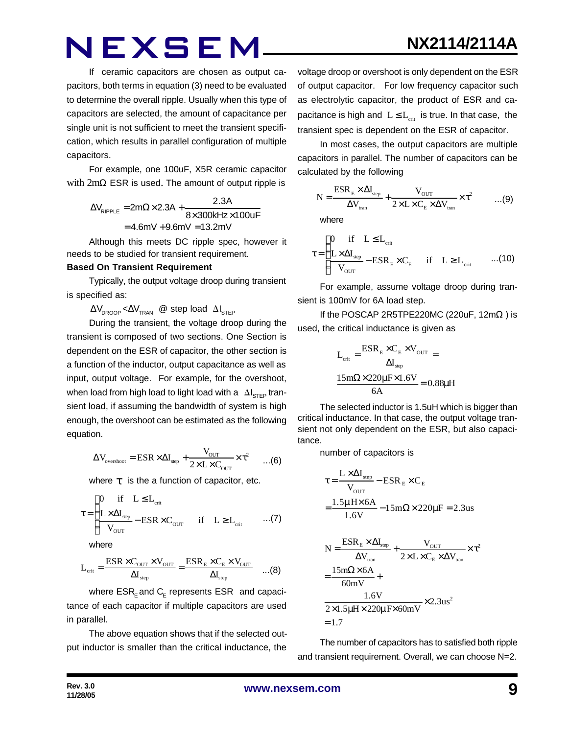If ceramic capacitors are chosen as output capacitors, both terms in equation (3) need to be evaluated to determine the overall ripple. Usually when this type of capacitors are selected, the amount of capacitance per single unit is not sufficient to meet the transient specification, which results in parallel configuration of multiple capacitors.

For example, one 100uF, X5R ceramic capacitor with 2mΩ ESR is used. The amount of output ripple is

$$\Delta V_{RIPPLE} = 2m\Omega \times 2.3A + \frac{2.3A}{8 \times 300kHz \times 100uF}$$
$$= 4.6mV + 9.6mV = 13.2mV$$

Although this meets DC ripple spec, however it needs to be studied for transient requirement.

**Based On Transient Requirement**

Typically, the output voltage droop during transient is specified as:

$\Delta V_{DROOP} < \Delta V_{TRAN}$ @ step load $\Delta I_{STEP}$

During the transient, the voltage droop during the transient is composed of two sections. One Section is dependent on the ESR of capacitor, the other section is a function of the inductor, output capacitance as well as input, output voltage. For example, for the overshoot, when load from high load to light load with a $\Delta I_{STEP}$ transient load, if assuming the bandwidth of system is high enough, the overshoot can be estimated as the following equation.

$$\Delta V_{overshoot} = ESR \times \Delta I_{step} + \frac{V_{OUT}}{2 \times L \times C_{OUT}} \times \tau^2 \qquad ...(6)$$

where $\tau$ is the a function of capacitor, etc.

$$\tau = \begin{cases} 0 & \text{if} \quad L \le L_{crit} \\ \dfrac{L \times \Delta I_{step}}{V_{OUT}} - ESR \times C_{OUT} & \text{if} \quad L \ge L_{crit} \end{cases} \qquad ...(7)$$

where

$$L_{crit} = \frac{ESR \times C_{OUT} \times V_{OUT}}{\Delta I_{step}} = \frac{ESR_E \times C_E \times V_{OUT}}{\Delta I_{step}} \qquad ...(8)$$

where $ESR_E$ and $C_E$ represents ESR and capacitance of each capacitor if multiple capacitors are used in parallel.

The above equation shows that if the selected output inductor is smaller than the critical inductance, the voltage droop or overshoot is only dependent on the ESR of output capacitor. For low frequency capacitor such as electrolytic capacitor, the product of ESR and capacitance is high and $L \le L_{crit}$ is true. In that case, the transient spec is dependent on the ESR of capacitor.

In most cases, the output capacitors are multiple capacitors in parallel. The number of capacitors can be calculated by the following

$$N = \frac{ESR_E \times \Delta I_{step}}{\Delta V_{tran}} + \frac{V_{OUT}}{2 \times L \times C_E \times \Delta V_{tran}} \times \tau^2 \qquad ...(9)$$

where

$$\tau = \begin{cases} 0 & \text{if} \quad L \le L_{crit} \\ \dfrac{L \times \Delta I_{step}}{V_{OUT}} - ESR_E \times C_E & \text{if} \quad L \ge L_{crit} \end{cases} \qquad ...(10)$$

For example, assume voltage droop during transient is 100mV for 6A load step.

If the POSCAP 2R5TPE220MC (220uF, 12mΩ ) is used, the critical inductance is given as

$$L_{crit} = \frac{ESR_E \times C_E \times V_{OUT}}{\Delta I_{step}} =$$
$$\frac{15m\Omega \times 220\mu F \times 1.6V}{6A} = 0.88\mu H$$

The selected inductor is 1.5uH which is bigger than critical inductance. In that case, the output voltage transient not only dependent on the ESR, but also capacitance.

number of capacitors is

$$\tau = \frac{L \times \Delta I_{step}}{V_{OUT}} - ESR_E \times C_E$$
$$= \frac{1.5\mu H \times 6A}{1.6V} - 15m\Omega \times 220\mu F = 2.3us$$

$$N = \frac{ESR_E \times \Delta I_{step}}{\Delta V_{tran}} + \frac{V_{OUT}}{2 \times L \times C_E \times \Delta V_{tran}} \times \tau^2$$
$$= \frac{15m\Omega \times 6A}{60mV} +$$
$$\frac{1.6V}{2 \times 1.5\mu H \times 220\mu F \times 60mV} \times 2.3us^2$$
$$= 1.7$$

The number of capacitors has to satisfied both ripple and transient requirement. Overall, we can choose N=2.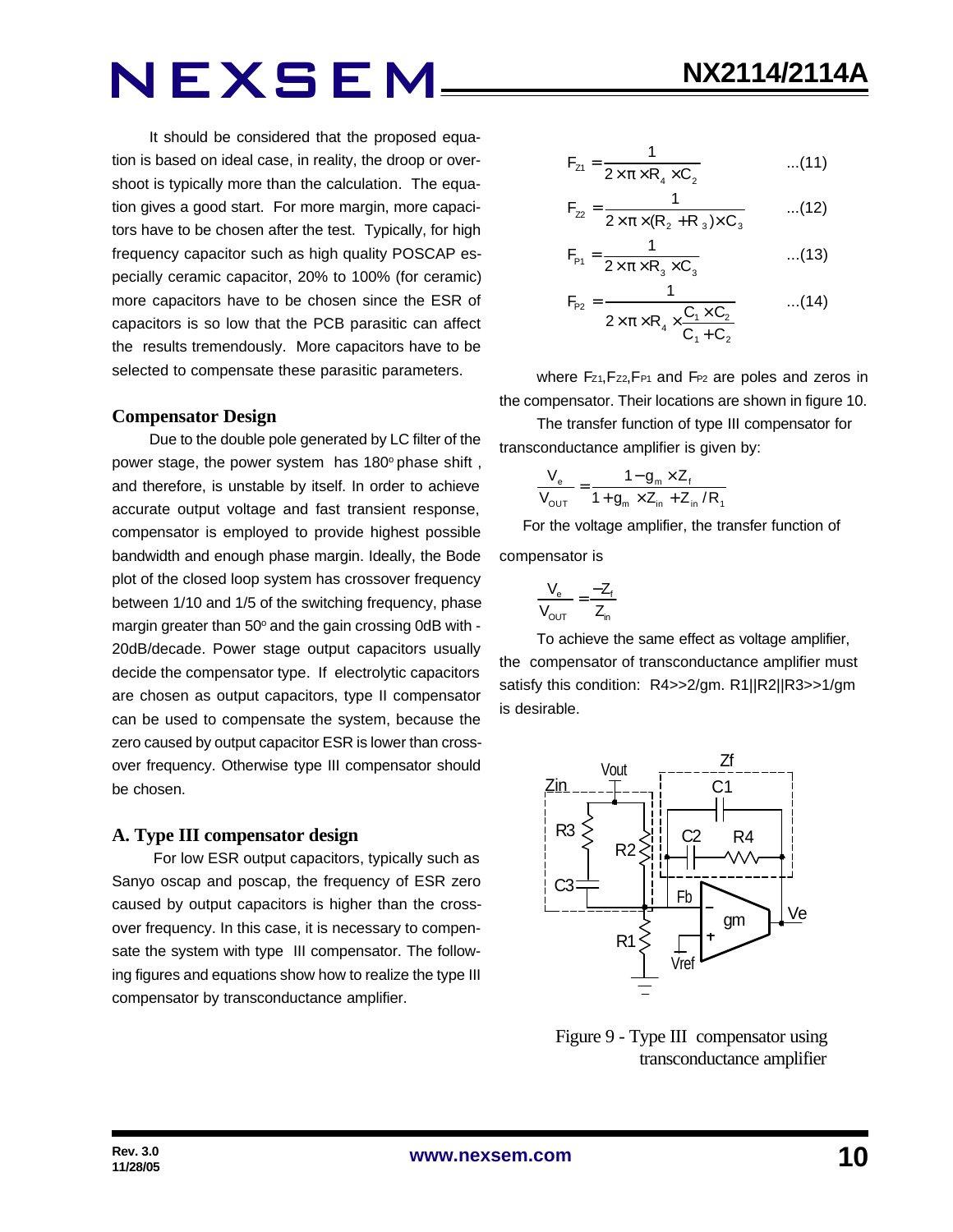It should be considered that the proposed equation is based on ideal case, in reality, the droop or overshoot is typically more than the calculation. The equation gives a good start. For more margin, more capacitors have to be chosen after the test. Typically, for high frequency capacitor such as high quality POSCAP especially ceramic capacitor, 20% to 100% (for ceramic) more capacitors have to be chosen since the ESR of capacitors is so low that the PCB parasitic can affect the results tremendously. More capacitors have to be selected to compensate these parasitic parameters.

## Compensator Design

Due to the double pole generated by LC filter of the power stage, the power system has 180° phase shift, and therefore, is unstable by itself. In order to achieve accurate output voltage and fast transient response, compensator is employed to provide highest possible bandwidth and enough phase margin. Ideally, the Bode plot of the closed loop system has crossover frequency between 1/10 and 1/5 of the switching frequency, phase margin greater than 50° and the gain crossing 0dB with -20dB/decade. Power stage output capacitors usually decide the compensator type. If electrolytic capacitors are chosen as output capacitors, type II compensator can be used to compensate the system, because the zero caused by output capacitor ESR is lower than crossover frequency. Otherwise type III compensator should be chosen.

### A. Type III compensator design

For low ESR output capacitors, typically such as Sanyo oscap and poscap, the frequency of ESR zero caused by output capacitors is higher than the crossover frequency. In this case, it is necessary to compensate the system with type III compensator. The following figures and equations show how to realize the type III compensator by transconductance amplifier.

$$F_{Z1} = \frac{1}{2 \times \pi \times R_4 \times C_2} \qquad ...(11)$$

$$F_{Z2} = \frac{1}{2 \times \pi \times (R_2 + R_3) \times C_3} \qquad ...(12)$$

$$F_{P1} = \frac{1}{2 \times \pi \times R_3 \times C_3} \qquad ...(13)$$

$$F_{P2} = \frac{1}{2 \times \pi \times R_4 \times \frac{C_1 \times C_2}{C_1 + C_2}} \qquad ...(14)$$

where $F_{Z1}$, $F_{Z2}$, $F_{P1}$ and $F_{P2}$ are poles and zeros in the compensator. Their locations are shown in figure 10.

The transfer function of type III compensator for transconductance amplifier is given by:

$$\frac{V_e}{V_{OUT}} = \frac{1 - g_m \times Z_f}{1 + g_m \times Z_{in} + Z_{in} / R_1}$$

For the voltage amplifier, the transfer function of compensator is

$$\frac{V_e}{V_{OUT}} = \frac{-Z_f}{Z_{in}}$$

To achieve the same effect as voltage amplifier, the compensator of transconductance amplifier must satisfy this condition: R4>>2/gm. R1||R2||R3>>1/gm is desirable.

Figure 9 - Type III compensator using transconductance amplifier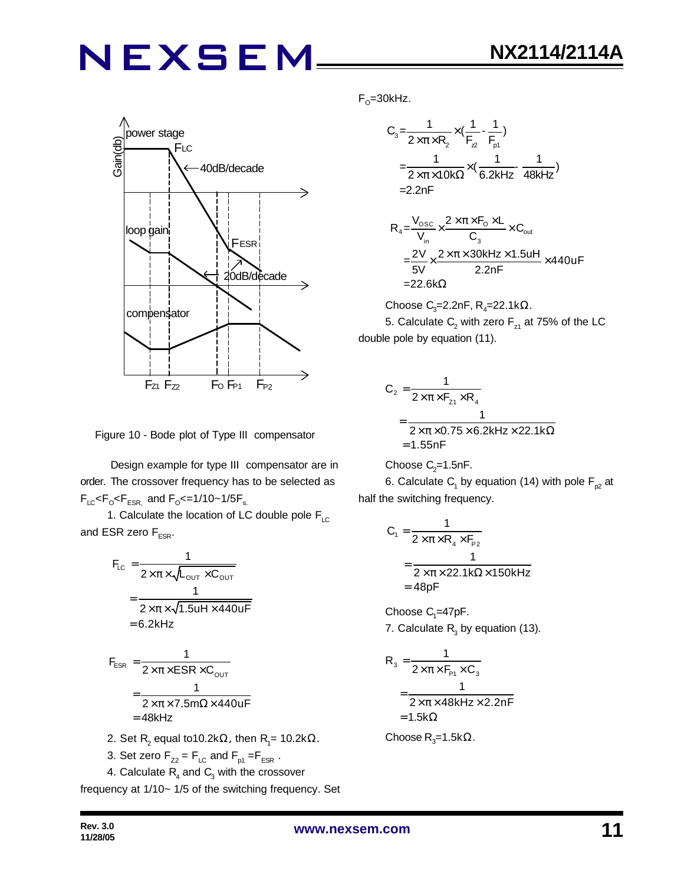Figure 10 - Bode plot of Type III compensator

Design example for type III compensator are in order. The crossover frequency has to be selected as $F_{LC}<F_O<F_{ESR}$, and $F_O<=1/10\sim1/5F_s$.

1. Calculate the location of LC double pole $F_{LC}$ and ESR zero $F_{ESR}$.

$$F_{LC}=\frac{1}{2\times\pi\times\sqrt{L_{OUT}\times C_{OUT}}}=\frac{1}{2\times\pi\times\sqrt{1.5uH\times440uF}}=6.2kHz$$

$$F_{ESR}=\frac{1}{2\times\pi\times ESR\times C_{OUT}}=\frac{1}{2\times\pi\times7.5m\Omega\times440uF}=48kHz$$

2. Set $R_2$ equal to10.2kΩ, then $R_1$= 10.2kΩ.

3. Set zero $F_{Z2} = F_{LC}$ and $F_{p1} = F_{ESR}$ .

4. Calculate $R_4$ and $C_3$ with the crossover frequency at 1/10~ 1/5 of the switching frequency. Set $F_O$=30kHz.

$$C_3=\frac{1}{2\times\pi\times R_2}\times(\frac{1}{F_{z2}}-\frac{1}{F_{p1}})=\frac{1}{2\times\pi\times10k\Omega}\times(\frac{1}{6.2kHz}-\frac{1}{48kHz})=2.2nF$$

$$R_4=\frac{V_{OSC}}{V_{in}}\times\frac{2\times\pi\times F_O\times L}{C_3}\times C_{out}=\frac{2V}{5V}\times\frac{2\times\pi\times30kHz\times1.5uH}{2.2nF}\times440uF=22.6k\Omega$$

Choose $C_3$=2.2nF, $R_4$=22.1kΩ.

5. Calculate $C_2$ with zero $F_{z1}$ at 75% of the LC double pole by equation (11).

$$C_2=\frac{1}{2\times\pi\times F_{z1}\times R_4}=\frac{1}{2\times\pi\times0.75\times6.2kHz\times22.1k\Omega}=1.55nF$$

Choose $C_2$=1.5nF.

6. Calculate $C_1$ by equation (14) with pole $F_{p2}$ at half the switching frequency.

$$C_1=\frac{1}{2\times\pi\times R_4\times F_{P2}}=\frac{1}{2\times\pi\times22.1k\Omega\times150kHz}=48pF$$

Choose $C_1$=47pF.

7. Calculate $R_3$ by equation (13).

$$R_3=\frac{1}{2\times\pi\times F_{P1}\times C_3}=\frac{1}{2\times\pi\times48kHz\times2.2nF}=1.5k\Omega$$

Choose $R_3$=1.5kΩ.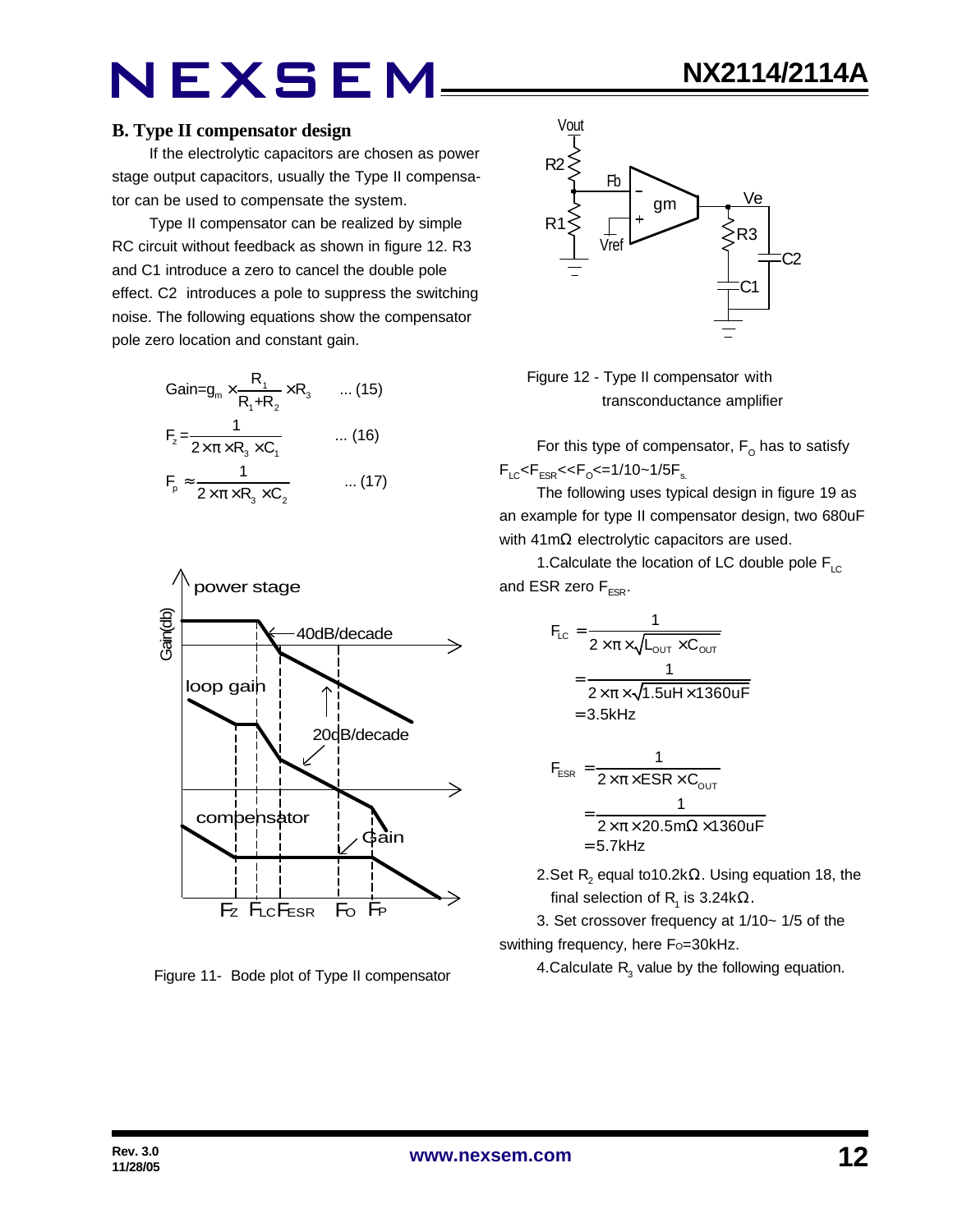## B. Type II compensator design

If the electrolytic capacitors are chosen as power stage output capacitors, usually the Type II compensator can be used to compensate the system.

Type II compensator can be realized by simple RC circuit without feedback as shown in figure 12. R3 and C1 introduce a zero to cancel the double pole effect. C2 introduces a pole to suppress the switching noise. The following equations show the compensator pole zero location and constant gain.

$$\text{Gain}=g_m \times \frac{R_1}{R_1+R_2} \times R_3 \quad \text{... (15)}$$

$$F_z = \frac{1}{2 \times \pi \times R_3 \times C_1} \quad \text{... (16)}$$

$$F_p \approx \frac{1}{2 \times \pi \times R_3 \times C_2} \quad \text{... (17)}$$

Figure 11- Bode plot of Type II compensator

Figure 12 - Type II compensator with transconductance amplifier

For this type of compensator, $F_O$ has to satisfy $F_{LC}<F_{ESR}<<F_O<=1/10\sim1/5F_s$.

The following uses typical design in figure 19 as an example for type II compensator design, two 680uF with 41mΩ electrolytic capacitors are used.

1.Calculate the location of LC double pole $F_{LC}$ and ESR zero $F_{ESR}$.

$$F_{LC} = \frac{1}{2 \times \pi \times \sqrt{L_{OUT} \times C_{OUT}}} = \frac{1}{2 \times \pi \times \sqrt{1.5uH \times 1360uF}} = 3.5kHz$$

$$F_{ESR} = \frac{1}{2 \times \pi \times ESR \times C_{OUT}} = \frac{1}{2 \times \pi \times 20.5m\Omega \times 1360uF} = 5.7kHz$$

2.Set $R_2$ equal to10.2kΩ. Using equation 18, the final selection of $R_1$ is 3.24kΩ.

3. Set crossover frequency at 1/10~ 1/5 of the swithing frequency, here $F_O$=30kHz.

4.Calculate $R_3$ value by the following equation.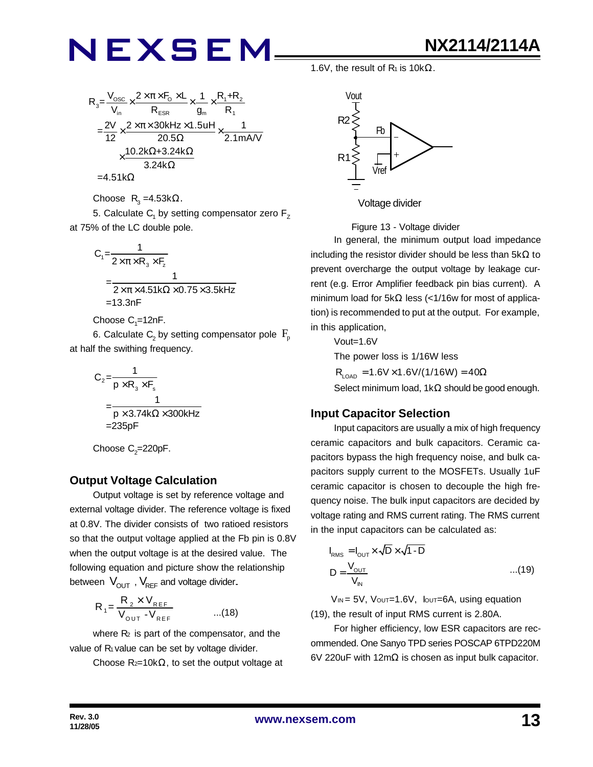$$R_3 = \frac{V_{OSC}}{V_{in}} \times \frac{2 \times \pi \times F_O \times L}{R_{ESR}} \times \frac{1}{g_m} \times \frac{R_1 + R_2}{R_1}$$

$$= \frac{2V}{12} \times \frac{2 \times \pi \times 30kHz \times 1.5uH}{20.5\Omega} \times \frac{1}{2.1mA/V} \times \frac{10.2k\Omega + 3.24k\Omega}{3.24k\Omega}$$

$$= 4.51k\Omega$$

Choose $R_3$ =4.53kΩ.

5. Calculate $C_1$ by setting compensator zero $F_Z$ at 75% of the LC double pole.

$$C_1 = \frac{1}{2 \times \pi \times R_3 \times F_z}$$

$$= \frac{1}{2 \times \pi \times 4.51k\Omega \times 0.75 \times 3.5kHz}$$

$$= 13.3nF$$

Choose $C_1$=12nF.

6. Calculate $C_2$ by setting compensator pole $F_p$ at half the swithing frequency.

$$C_2 = \frac{1}{p \times R_3 \times F_s}$$

$$= \frac{1}{p \times 3.74k\Omega \times 300kHz}$$

$$= 235pF$$

Choose $C_2$=220pF.

## Output Voltage Calculation

Output voltage is set by reference voltage and external voltage divider. The reference voltage is fixed at 0.8V. The divider consists of two ratioed resistors so that the output voltage applied at the Fb pin is 0.8V when the output voltage is at the desired value. The following equation and picture show the relationship between $V_{OUT}$, $V_{REF}$ and voltage divider.

$$R_1 = \frac{R_2 \times V_{REF}}{V_{OUT} - V_{REF}} \quad ...(18)$$

where $R_2$ is part of the compensator, and the value of $R_1$ value can be set by voltage divider.

Choose $R_2$=10kΩ, to set the output voltage at 1.6V, the result of $R_1$ is 10kΩ.

Voltage divider

Figure 13 - Voltage divider

In general, the minimum output load impedance including the resistor divider should be less than 5kΩ to prevent overcharge the output voltage by leakage current (e.g. Error Amplifier feedback pin bias current). A minimum load for 5kΩ less (<1/16w for most of application) is recommended to put at the output. For example, in this application,

Vout=1.6V

The power loss is 1/16W less

$R_{LOAD} = 1.6V \times 1.6V/(1/16W) = 40\Omega$

Select minimum load, 1kΩ should be good enough.

## Input Capacitor Selection

Input capacitors are usually a mix of high frequency ceramic capacitors and bulk capacitors. Ceramic capacitors bypass the high frequency noise, and bulk capacitors supply current to the MOSFETs. Usually 1uF ceramic capacitor is chosen to decouple the high frequency noise. The bulk input capacitors are decided by voltage rating and RMS current rating. The RMS current in the input capacitors can be calculated as:

$$I_{RMS} = I_{OUT} \times \sqrt{D} \times \sqrt{1-D}$$

$$D = \frac{V_{OUT}}{V_{IN}} \quad ...(19)$$

$V_{IN}$ = 5V, $V_{OUT}$=1.6V, $I_{OUT}$=6A, using equation (19), the result of input RMS current is 2.80A.

For higher efficiency, low ESR capacitors are recommended. One Sanyo TPD series POSCAP 6TPD220M 6V 220uF with 12mΩ is chosen as input bulk capacitor.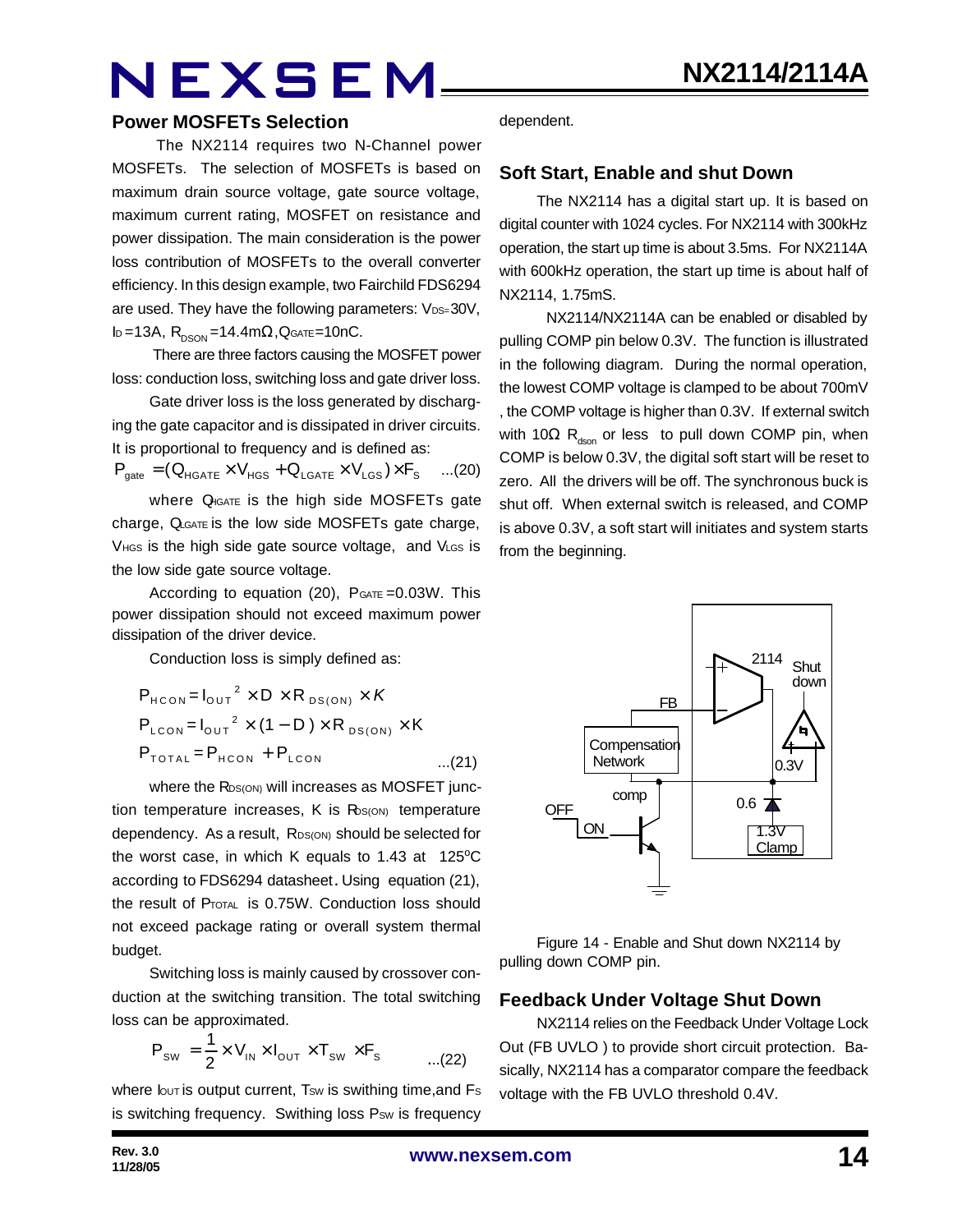## Power MOSFETs Selection

The NX2114 requires two N-Channel power MOSFETs. The selection of MOSFETs is based on maximum drain source voltage, gate source voltage, maximum current rating, MOSFET on resistance and power dissipation. The main consideration is the power loss contribution of MOSFETs to the overall converter efficiency. In this design example, two Fairchild FDS6294 are used. They have the following parameters: $V_{DS}$=30V, $I_D$=13A, $R_{DSON}$=14.4mΩ, $Q_{GATE}$=10nC.

There are three factors causing the MOSFET power loss: conduction loss, switching loss and gate driver loss.

Gate driver loss is the loss generated by discharging the gate capacitor and is dissipated in driver circuits. It is proportional to frequency and is defined as:

$$P_{gate} = (Q_{HGATE} \times V_{HGS} + Q_{LGATE} \times V_{LGS}) \times F_S \quad ...(20)$$

where $Q_{HGATE}$ is the high side MOSFETs gate charge, $Q_{LGATE}$ is the low side MOSFETs gate charge, $V_{HGS}$ is the high side gate source voltage, and $V_{LGS}$ is the low side gate source voltage.

According to equation (20), $P_{GATE}$ =0.03W. This power dissipation should not exceed maximum power dissipation of the driver device.

Conduction loss is simply defined as:

$$P_{HCON} = I_{OUT}^2 \times D \times R_{DS(ON)} \times K$$
$$P_{LCON} = I_{OUT}^2 \times (1-D) \times R_{DS(ON)} \times K$$
$$P_{TOTAL} = P_{HCON} + P_{LCON} \quad ...(21)$$

where the $R_{DS(ON)}$ will increases as MOSFET junction temperature increases, K is $R_{DS(ON)}$ temperature dependency. As a result, $R_{DS(ON)}$ should be selected for the worst case, in which K equals to 1.43 at 125°C according to FDS6294 datasheet. Using equation (21), the result of $P_{TOTAL}$ is 0.75W. Conduction loss should not exceed package rating or overall system thermal budget.

Switching loss is mainly caused by crossover conduction at the switching transition. The total switching loss can be approximated.

$$P_{SW} = \frac{1}{2} \times V_{IN} \times I_{OUT} \times T_{SW} \times F_S \quad ...(22)$$

where $I_{OUT}$ is output current, $T_{SW}$ is swithing time,and $F_S$ is switching frequency. Swithing loss $P_{SW}$ is frequency dependent.

## Soft Start, Enable and shut Down

The NX2114 has a digital start up. It is based on digital counter with 1024 cycles. For NX2114 with 300kHz operation, the start up time is about 3.5ms. For NX2114A with 600kHz operation, the start up time is about half of NX2114, 1.75mS.

NX2114/NX2114A can be enabled or disabled by pulling COMP pin below 0.3V. The function is illustrated in the following diagram. During the normal operation, the lowest COMP voltage is clamped to be about 700mV , the COMP voltage is higher than 0.3V. If external switch with 10Ω $R_{dson}$ or less to pull down COMP pin, when COMP is below 0.3V, the digital soft start will be reset to zero. All the drivers will be off. The synchronous buck is shut off. When external switch is released, and COMP is above 0.3V, a soft start will initiates and system starts from the beginning.

Figure 14 - Enable and Shut down NX2114 by pulling down COMP pin.

## Feedback Under Voltage Shut Down

NX2114 relies on the Feedback Under Voltage Lock Out (FB UVLO ) to provide short circuit protection. Basically, NX2114 has a comparator compare the feedback voltage with the FB UVLO threshold 0.4V.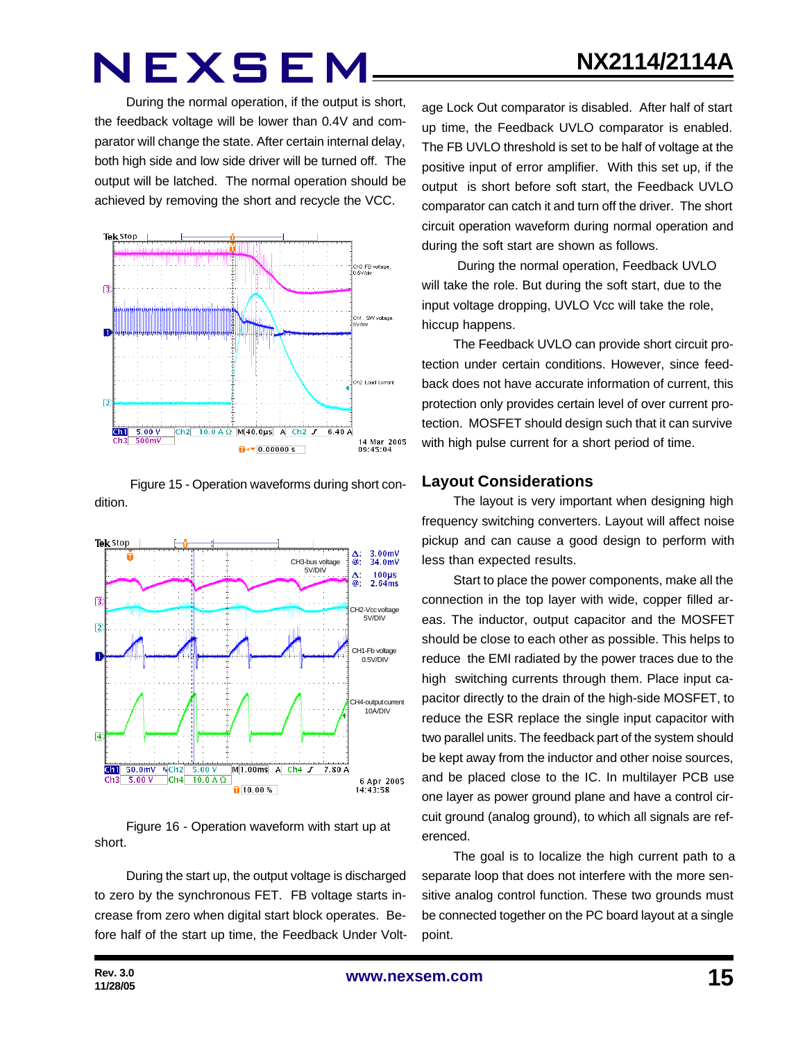During the normal operation, if the output is short, the feedback voltage will be lower than 0.4V and comparator will change the state. After certain internal delay, both high side and low side driver will be turned off. The output will be latched. The normal operation should be achieved by removing the short and recycle the VCC.

Figure 15 - Operation waveforms during short condition.

Figure 16 - Operation waveform with start up at short.

During the start up, the output voltage is discharged to zero by the synchronous FET. FB voltage starts increase from zero when digital start block operates. Before half of the start up time, the Feedback Under Voltage Lock Out comparator is disabled. After half of start up time, the Feedback UVLO comparator is enabled. The FB UVLO threshold is set to be half of voltage at the positive input of error amplifier. With this set up, if the output is short before soft start, the Feedback UVLO comparator can catch it and turn off the driver. The short circuit operation waveform during normal operation and during the soft start are shown as follows.

During the normal operation, Feedback UVLO will take the role. But during the soft start, due to the input voltage dropping, UVLO Vcc will take the role, hiccup happens.

The Feedback UVLO can provide short circuit protection under certain conditions. However, since feedback does not have accurate information of current, this protection only provides certain level of over current protection. MOSFET should design such that it can survive with high pulse current for a short period of time.

## Layout Considerations

The layout is very important when designing high frequency switching converters. Layout will affect noise pickup and can cause a good design to perform with less than expected results.

Start to place the power components, make all the connection in the top layer with wide, copper filled areas. The inductor, output capacitor and the MOSFET should be close to each other as possible. This helps to reduce the EMI radiated by the power traces due to the high switching currents through them. Place input capacitor directly to the drain of the high-side MOSFET, to reduce the ESR replace the single input capacitor with two parallel units. The feedback part of the system should be kept away from the inductor and other noise sources, and be placed close to the IC. In multilayer PCB use one layer as power ground plane and have a control circuit ground (analog ground), to which all signals are referenced.

The goal is to localize the high current path to a separate loop that does not interfere with the more sensitive analog control function. These two grounds must be connected together on the PC board layout at a single point.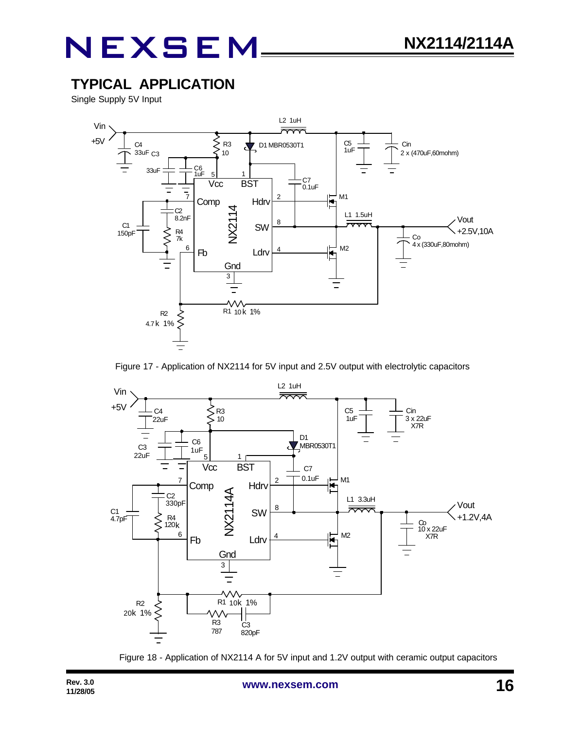## TYPICAL APPLICATION

Single Supply 5V Input

Figure 17 - Application of NX2114 for 5V input and 2.5V output with electrolytic capacitors

Figure 18 - Application of NX2114 A for 5V input and 1.2V output with ceramic output capacitors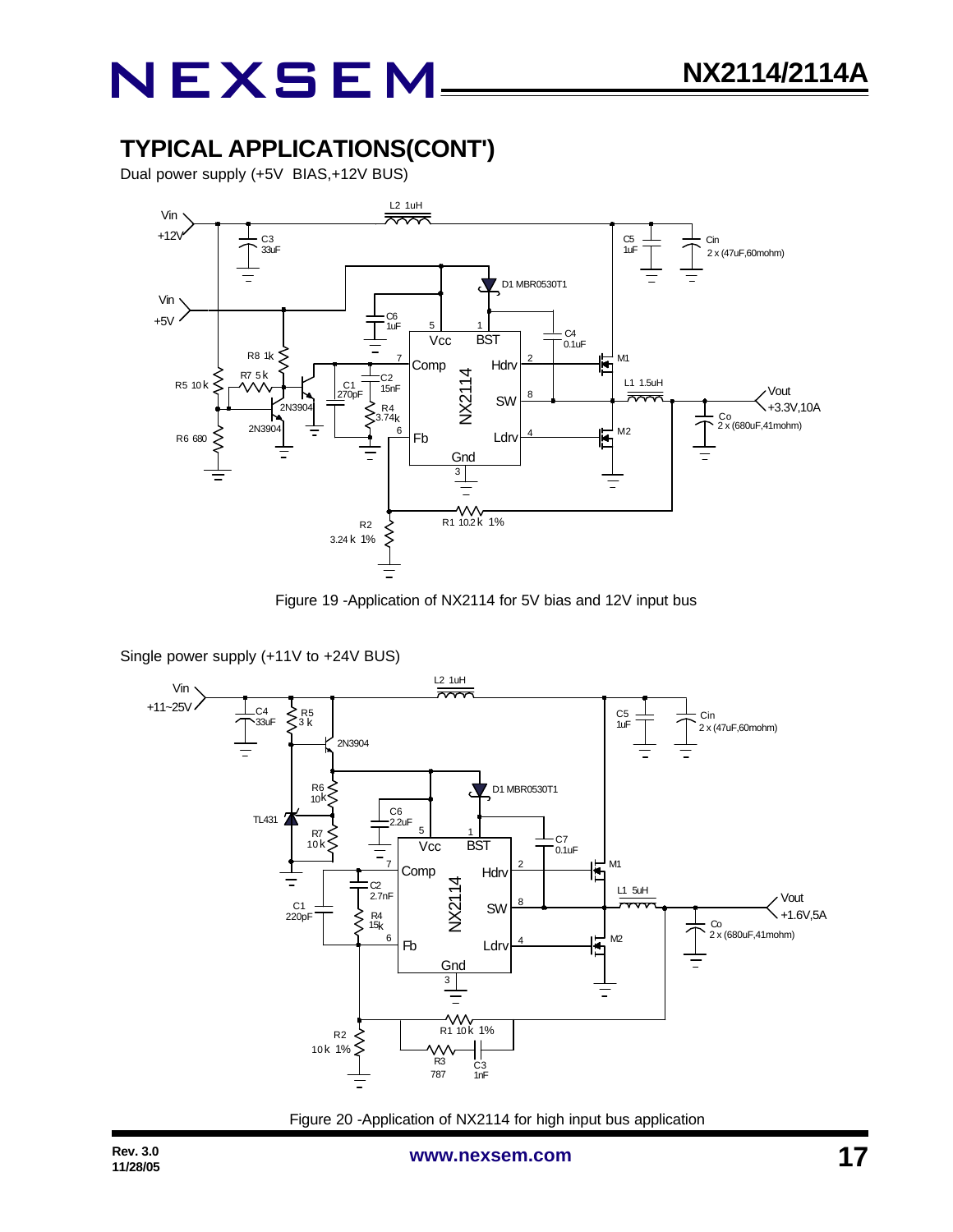## TYPICAL APPLICATIONS(CONT')

Dual power supply (+5V BIAS,+12V BUS)

Vin
+12V
C3
33uF
L2 1uH
C5
1uF
Cin
2 x (47uF,60mohm)
Vin
+5V
D1 MBR0530T1
C6
1uF
5
Vcc
1
BST
C4
0.1uF
R8 1k
R7 5k
C2
15nF
7
Comp
Hdrv
2
M1
R5 10k
C1
270pF
2N3904
R4
3.74k
NX2114
SW
8
L1 1.5uH
Vout
+3.3V,10A
Co
2 x (680uF,41mohm)
R6 680
2N3904
6
Fb
Ldrv
4
M2
Gnd
3
R1 10.2k 1%
R2
3.24k 1%

Figure 19 -Application of NX2114 for 5V bias and 12V input bus

Single power supply (+11V to +24V BUS)

Vin
+11~25V
C4
33uF
R5
3k
L2 1uH
C5
1uF
Cin
2 x (47uF,60mohm)
2N3904
R6
10k
D1 MBR0530T1
TL431
C6
2.2uF
5
Vcc
1
BST
C7
0.1uF
R7
10k
7
Comp
Hdrv
2
M1
C2
2.7nF
L1 5uH
Vout
+1.6V,5A
C1
220pF
R4
15k
NX2114
SW
8
Co
2 x (680uF,41mohm)
6
Fb
Ldrv
4
M2
Gnd
3
R1 10k 1%
R2
10k 1%
R3
787
C3
1nF

Figure 20 -Application of NX2114 for high input bus application